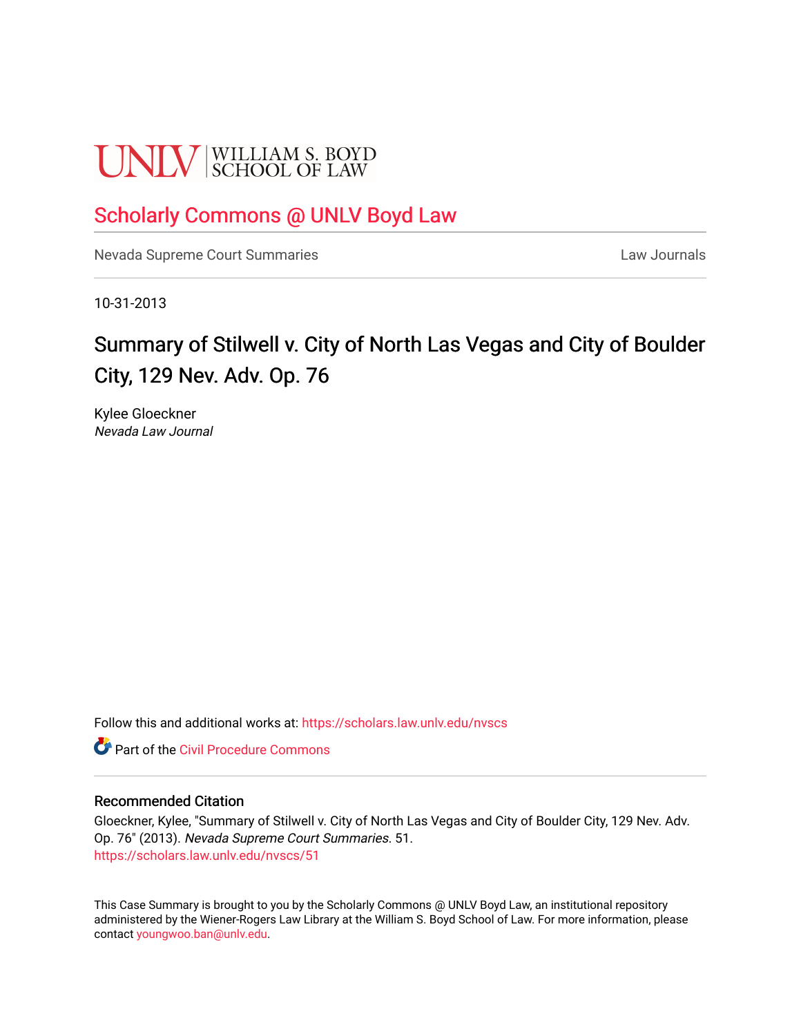UNLV | WILLIAM S. BOYD SCHOOL OF LAW

Scholarly Commons @ UNLV Boyd Law

Nevada Supreme Court Summaries | Law Journals

10-31-2013

# Summary of Stilwell v. City of North Las Vegas and City of Boulder City, 129 Nev. Adv. Op. 76

Kylee Gloeckner
*Nevada Law Journal*

Follow this and additional works at: https://scholars.law.unlv.edu/nvscs

Part of the Civil Procedure Commons

## Recommended Citation

Gloeckner, Kylee, "Summary of Stilwell v. City of North Las Vegas and City of Boulder City, 129 Nev. Adv. Op. 76" (2013). *Nevada Supreme Court Summaries*. 51.
https://scholars.law.unlv.edu/nvscs/51

This Case Summary is brought to you by the Scholarly Commons @ UNLV Boyd Law, an institutional repository administered by the Wiener-Rogers Law Library at the William S. Boyd School of Law. For more information, please contact youngwoo.ban@unlv.edu.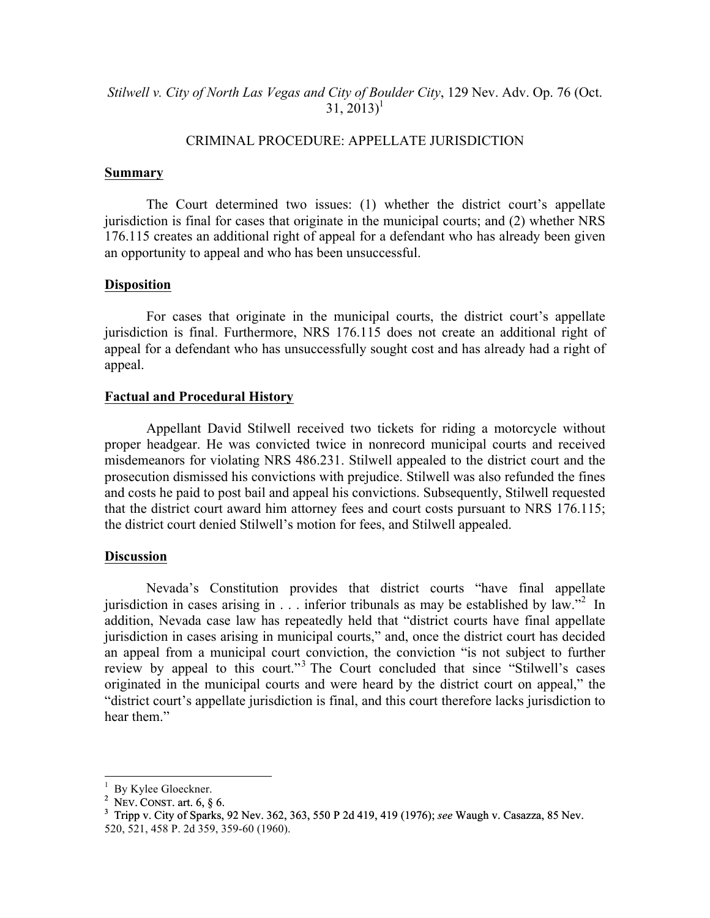*Stilwell v. City of North Las Vegas and City of Boulder City*, 129 Nev. Adv. Op. 76 (Oct. 31, 2013)[1]

CRIMINAL PROCEDURE: APPELLATE JURISDICTION

## Summary

The Court determined two issues: (1) whether the district court's appellate jurisdiction is final for cases that originate in the municipal courts; and (2) whether NRS 176.115 creates an additional right of appeal for a defendant who has already been given an opportunity to appeal and who has been unsuccessful.

## Disposition

For cases that originate in the municipal courts, the district court's appellate jurisdiction is final. Furthermore, NRS 176.115 does not create an additional right of appeal for a defendant who has unsuccessfully sought cost and has already had a right of appeal.

## Factual and Procedural History

Appellant David Stilwell received two tickets for riding a motorcycle without proper headgear. He was convicted twice in nonrecord municipal courts and received misdemeanors for violating NRS 486.231. Stilwell appealed to the district court and the prosecution dismissed his convictions with prejudice. Stilwell was also refunded the fines and costs he paid to post bail and appeal his convictions. Subsequently, Stilwell requested that the district court award him attorney fees and court costs pursuant to NRS 176.115; the district court denied Stilwell's motion for fees, and Stilwell appealed.

## Discussion

Nevada's Constitution provides that district courts "have final appellate jurisdiction in cases arising in . . . inferior tribunals as may be established by law."[2] In addition, Nevada case law has repeatedly held that "district courts have final appellate jurisdiction in cases arising in municipal courts," and, once the district court has decided an appeal from a municipal court conviction, the conviction "is not subject to further review by appeal to this court."[3] The Court concluded that since "Stilwell's cases originated in the municipal courts and were heard by the district court on appeal," the "district court's appellate jurisdiction is final, and this court therefore lacks jurisdiction to hear them."

---

[1] By Kylee Gloeckner.

[2] NEV. CONST. art. 6, § 6.

[3] Tripp v. City of Sparks, 92 Nev. 362, 363, 550 P 2d 419, 419 (1976); *see* Waugh v. Casazza, 85 Nev. 520, 521, 458 P. 2d 359, 359-60 (1960).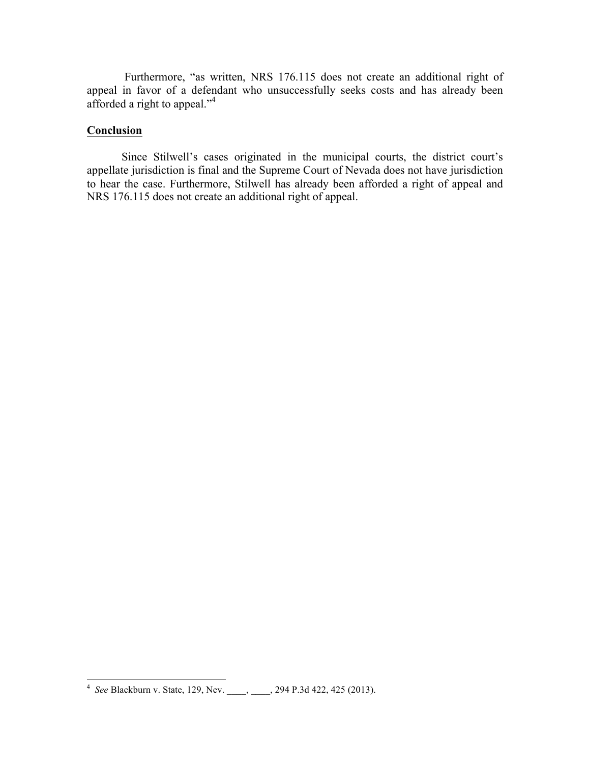Furthermore, "as written, NRS 176.115 does not create an additional right of appeal in favor of a defendant who unsuccessfully seeks costs and has already been afforded a right to appeal."[4]

**Conclusion**

Since Stilwell's cases originated in the municipal courts, the district court's appellate jurisdiction is final and the Supreme Court of Nevada does not have jurisdiction to hear the case. Furthermore, Stilwell has already been afforded a right of appeal and NRS 176.115 does not create an additional right of appeal.

---

[4] *See* Blackburn v. State, 129, Nev. ____, ____, 294 P.3d 422, 425 (2013).